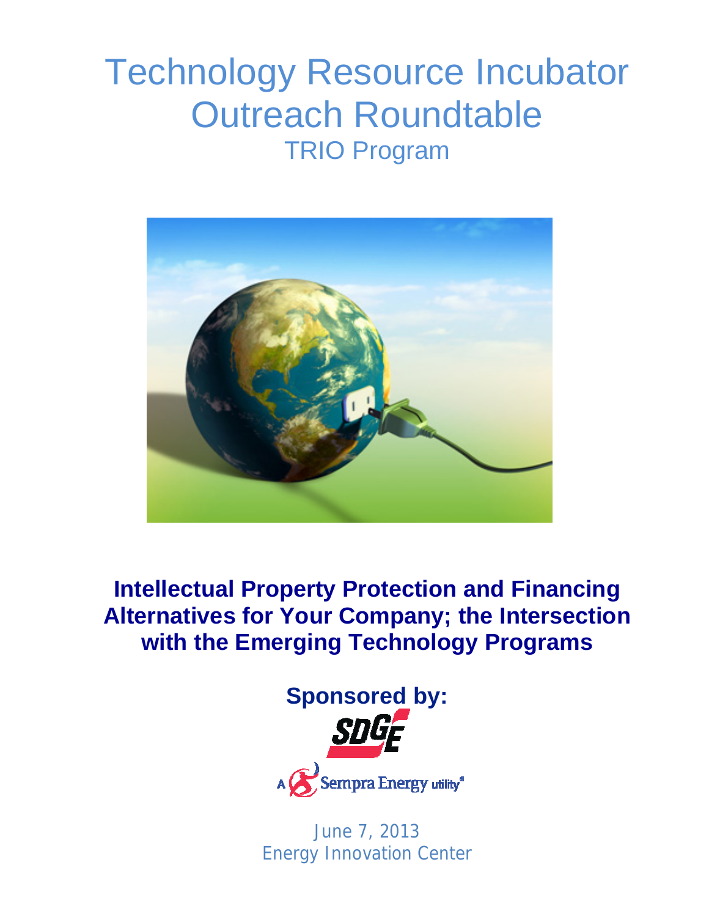# Technology Resource Incubator Outreach Roundtable

## TRIO Program

**Intellectual Property Protection and Financing Alternatives for Your Company; the Intersection with the Emerging Technology Programs**

**Sponsored by:**

SDGE

A Sempra Energy utility®

June 7, 2013

Energy Innovation Center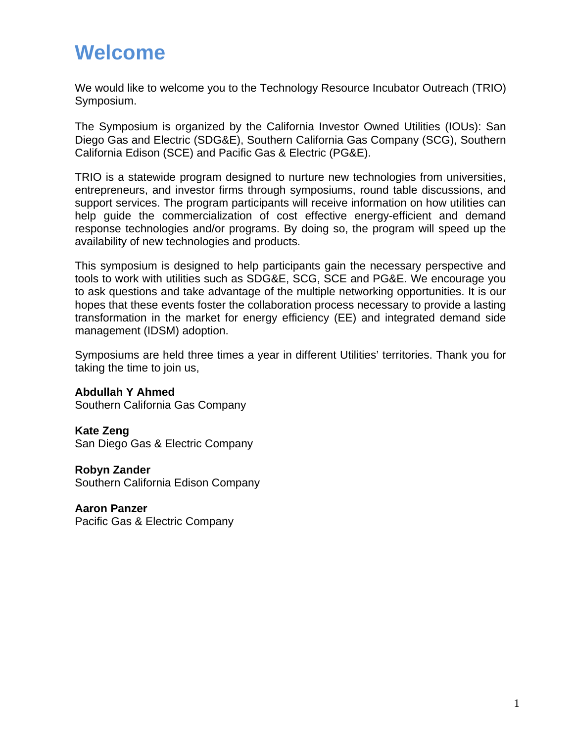# Welcome

We would like to welcome you to the Technology Resource Incubator Outreach (TRIO) Symposium.

The Symposium is organized by the California Investor Owned Utilities (IOUs): San Diego Gas and Electric (SDG&E), Southern California Gas Company (SCG), Southern California Edison (SCE) and Pacific Gas & Electric (PG&E).

TRIO is a statewide program designed to nurture new technologies from universities, entrepreneurs, and investor firms through symposiums, round table discussions, and support services. The program participants will receive information on how utilities can help guide the commercialization of cost effective energy-efficient and demand response technologies and/or programs. By doing so, the program will speed up the availability of new technologies and products.

This symposium is designed to help participants gain the necessary perspective and tools to work with utilities such as SDG&E, SCG, SCE and PG&E. We encourage you to ask questions and take advantage of the multiple networking opportunities. It is our hopes that these events foster the collaboration process necessary to provide a lasting transformation in the market for energy efficiency (EE) and integrated demand side management (IDSM) adoption.

Symposiums are held three times a year in different Utilities' territories. Thank you for taking the time to join us,

**Abdullah Y Ahmed**
Southern California Gas Company

**Kate Zeng**
San Diego Gas & Electric Company

**Robyn Zander**
Southern California Edison Company

**Aaron Panzer**
Pacific Gas & Electric Company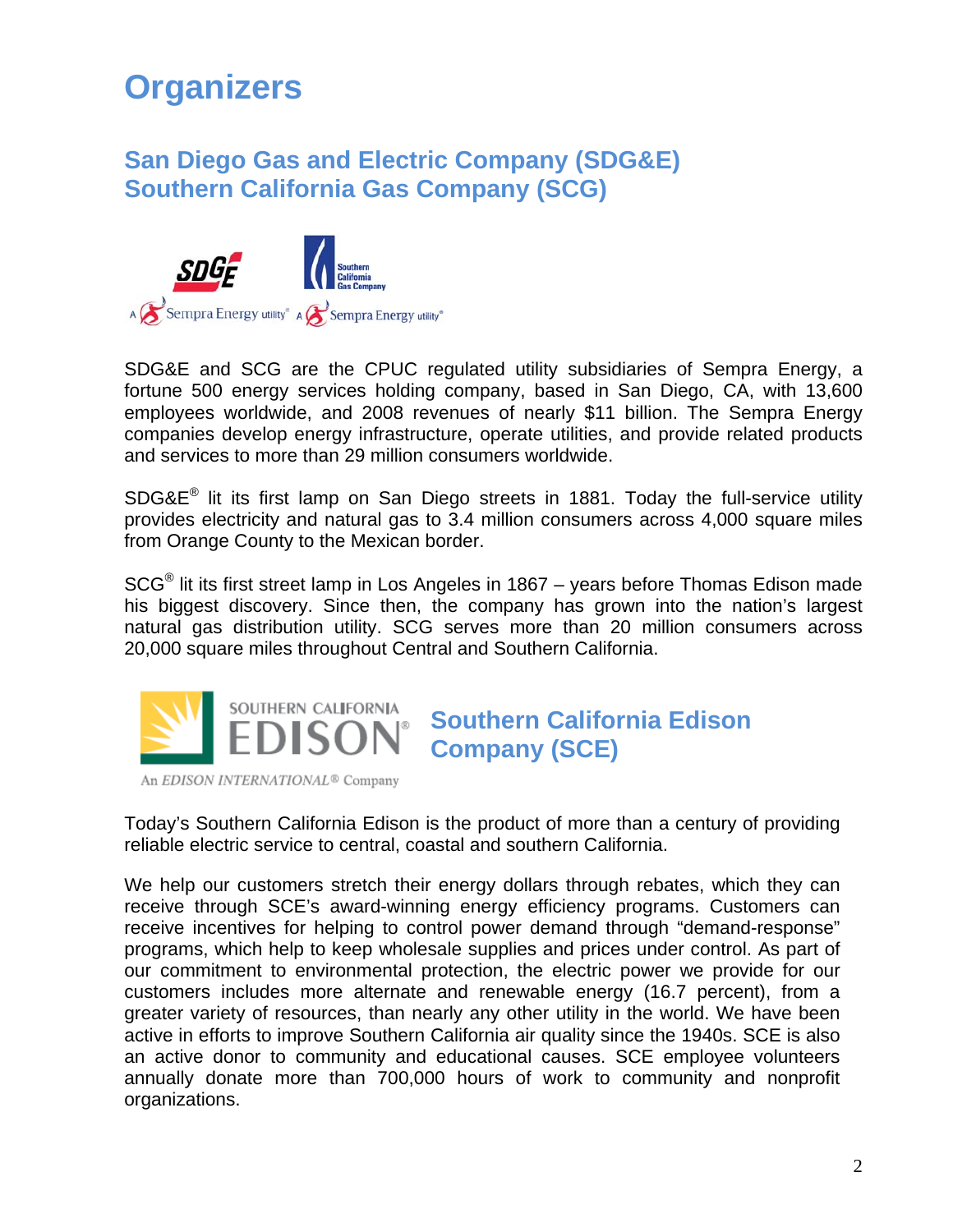# Organizers

## San Diego Gas and Electric Company (SDG&E)
## Southern California Gas Company (SCG)

SDG&E and SCG are the CPUC regulated utility subsidiaries of Sempra Energy, a fortune 500 energy services holding company, based in San Diego, CA, with 13,600 employees worldwide, and 2008 revenues of nearly $11 billion. The Sempra Energy companies develop energy infrastructure, operate utilities, and provide related products and services to more than 29 million consumers worldwide.

SDG&E® lit its first lamp on San Diego streets in 1881. Today the full-service utility provides electricity and natural gas to 3.4 million consumers across 4,000 square miles from Orange County to the Mexican border.

SCG® lit its first street lamp in Los Angeles in 1867 – years before Thomas Edison made his biggest discovery. Since then, the company has grown into the nation's largest natural gas distribution utility. SCG serves more than 20 million consumers across 20,000 square miles throughout Central and Southern California.

## Southern California Edison Company (SCE)

Today's Southern California Edison is the product of more than a century of providing reliable electric service to central, coastal and southern California.

We help our customers stretch their energy dollars through rebates, which they can receive through SCE's award-winning energy efficiency programs. Customers can receive incentives for helping to control power demand through "demand-response" programs, which help to keep wholesale supplies and prices under control. As part of our commitment to environmental protection, the electric power we provide for our customers includes more alternate and renewable energy (16.7 percent), from a greater variety of resources, than nearly any other utility in the world. We have been active in efforts to improve Southern California air quality since the 1940s. SCE is also an active donor to community and educational causes. SCE employee volunteers annually donate more than 700,000 hours of work to community and nonprofit organizations.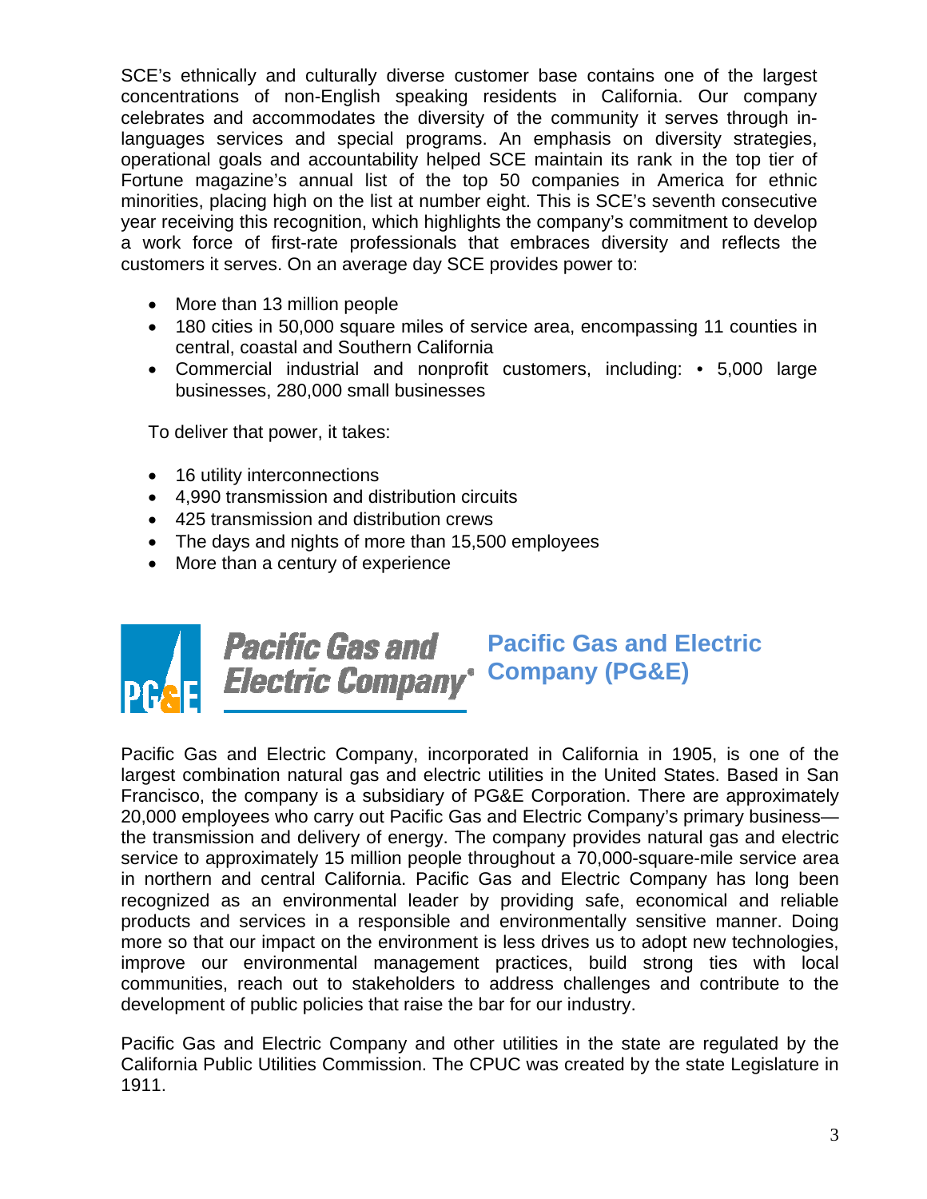SCE's ethnically and culturally diverse customer base contains one of the largest concentrations of non-English speaking residents in California. Our company celebrates and accommodates the diversity of the community it serves through in-languages services and special programs. An emphasis on diversity strategies, operational goals and accountability helped SCE maintain its rank in the top tier of Fortune magazine's annual list of the top 50 companies in America for ethnic minorities, placing high on the list at number eight. This is SCE's seventh consecutive year receiving this recognition, which highlights the company's commitment to develop a work force of first-rate professionals that embraces diversity and reflects the customers it serves. On an average day SCE provides power to:

- More than 13 million people
- 180 cities in 50,000 square miles of service area, encompassing 11 counties in central, coastal and Southern California
- Commercial industrial and nonprofit customers, including: • 5,000 large businesses, 280,000 small businesses

To deliver that power, it takes:

- 16 utility interconnections
- 4,990 transmission and distribution circuits
- 425 transmission and distribution crews
- The days and nights of more than 15,500 employees
- More than a century of experience

## Pacific Gas and Electric Company (PG&E)

Pacific Gas and Electric Company, incorporated in California in 1905, is one of the largest combination natural gas and electric utilities in the United States. Based in San Francisco, the company is a subsidiary of PG&E Corporation. There are approximately 20,000 employees who carry out Pacific Gas and Electric Company's primary business—the transmission and delivery of energy. The company provides natural gas and electric service to approximately 15 million people throughout a 70,000-square-mile service area in northern and central California. Pacific Gas and Electric Company has long been recognized as an environmental leader by providing safe, economical and reliable products and services in a responsible and environmentally sensitive manner. Doing more so that our impact on the environment is less drives us to adopt new technologies, improve our environmental management practices, build strong ties with local communities, reach out to stakeholders to address challenges and contribute to the development of public policies that raise the bar for our industry.

Pacific Gas and Electric Company and other utilities in the state are regulated by the California Public Utilities Commission. The CPUC was created by the state Legislature in 1911.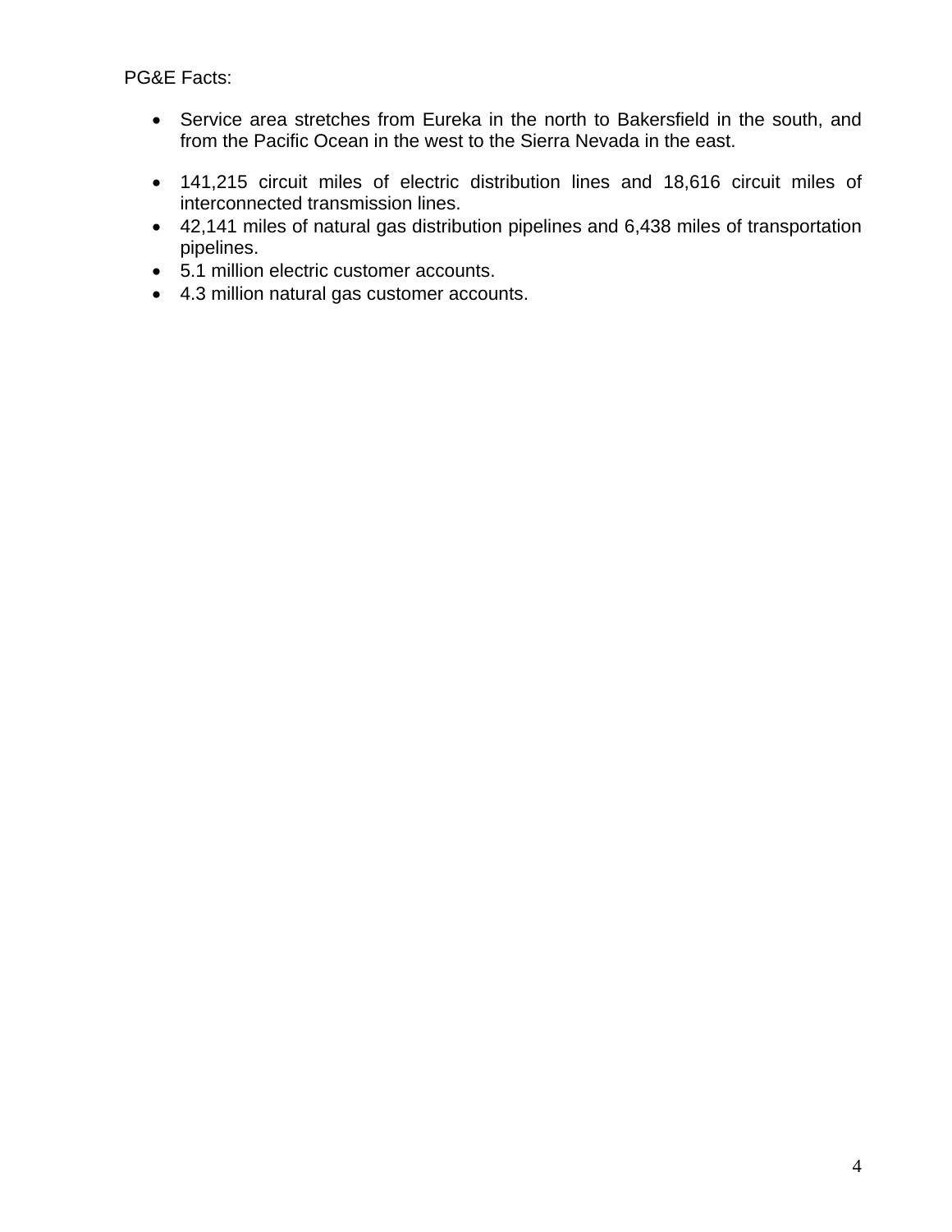PG&E Facts:

- Service area stretches from Eureka in the north to Bakersfield in the south, and from the Pacific Ocean in the west to the Sierra Nevada in the east.

- 141,215 circuit miles of electric distribution lines and 18,616 circuit miles of interconnected transmission lines.
- 42,141 miles of natural gas distribution pipelines and 6,438 miles of transportation pipelines.
- 5.1 million electric customer accounts.
- 4.3 million natural gas customer accounts.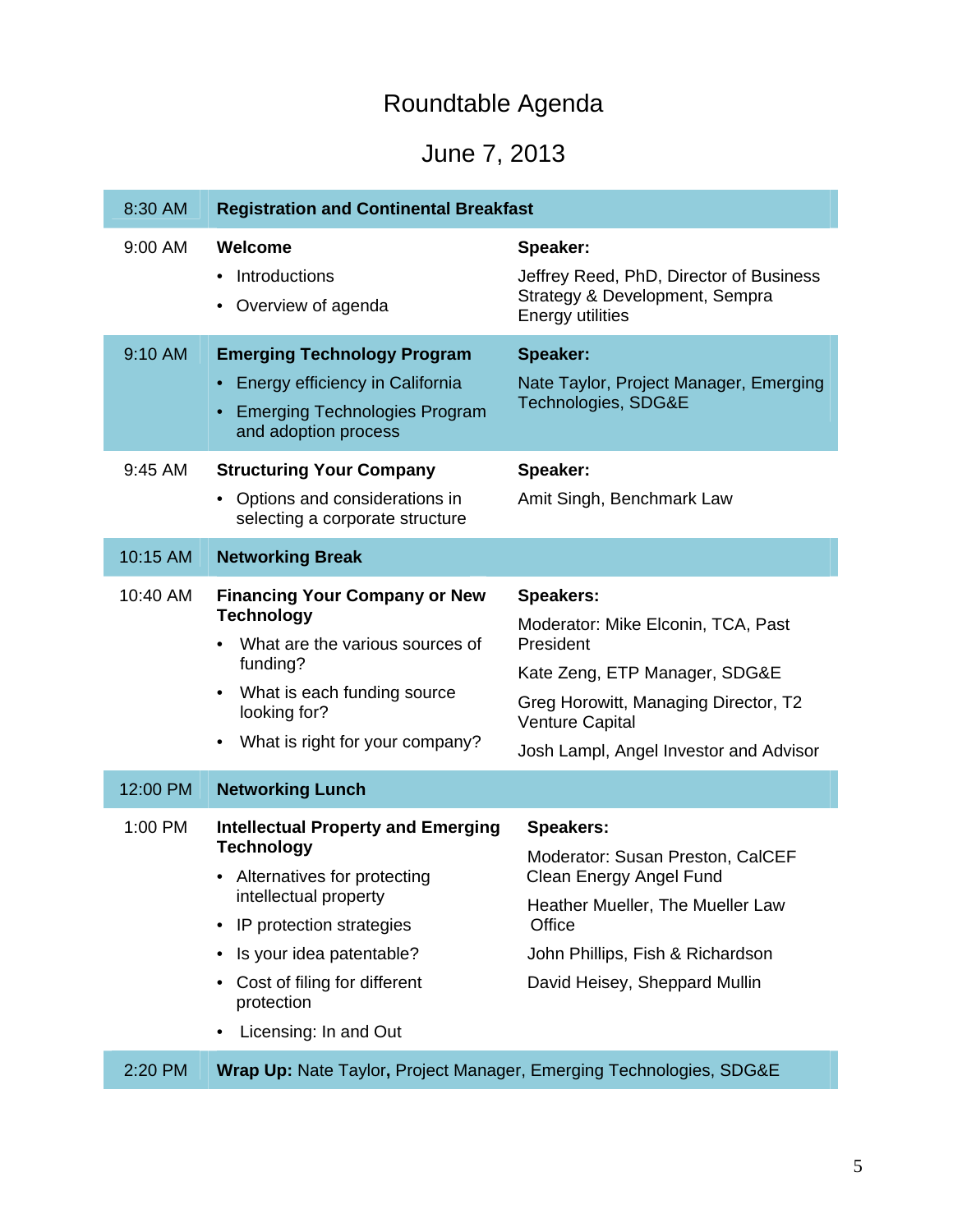# Roundtable Agenda

## June 7, 2013

| Time | Session | Speaker(s) |
|---|---|---|
| 8:30 AM | **Registration and Continental Breakfast** | |
| 9:00 AM | **Welcome**<br>• Introductions<br>• Overview of agenda | **Speaker:**<br>Jeffrey Reed, PhD, Director of Business Strategy & Development, Sempra Energy utilities |
| 9:10 AM | **Emerging Technology Program**<br>• Energy efficiency in California<br>• Emerging Technologies Program and adoption process | **Speaker:**<br>Nate Taylor, Project Manager, Emerging Technologies, SDG&E |
| 9:45 AM | **Structuring Your Company**<br>• Options and considerations in selecting a corporate structure | **Speaker:**<br>Amit Singh, Benchmark Law |
| 10:15 AM | **Networking Break** | |
| 10:40 AM | **Financing Your Company or New Technology**<br>• What are the various sources of funding?<br>• What is each funding source looking for?<br>• What is right for your company? | **Speakers:**<br>Moderator: Mike Elconin, TCA, Past President<br>Kate Zeng, ETP Manager, SDG&E<br>Greg Horowitt, Managing Director, T2 Venture Capital<br>Josh Lampl, Angel Investor and Advisor |
| 12:00 PM | **Networking Lunch** | |
| 1:00 PM | **Intellectual Property and Emerging Technology**<br>• Alternatives for protecting intellectual property<br>• IP protection strategies<br>• Is your idea patentable?<br>• Cost of filing for different protection<br>• Licensing: In and Out | **Speakers:**<br>Moderator: Susan Preston, CalCEF Clean Energy Angel Fund<br>Heather Mueller, The Mueller Law Office<br>John Phillips, Fish & Richardson<br>David Heisey, Sheppard Mullin |
| 2:20 PM | **Wrap Up:** Nate Taylor**,** Project Manager, Emerging Technologies, SDG&E | |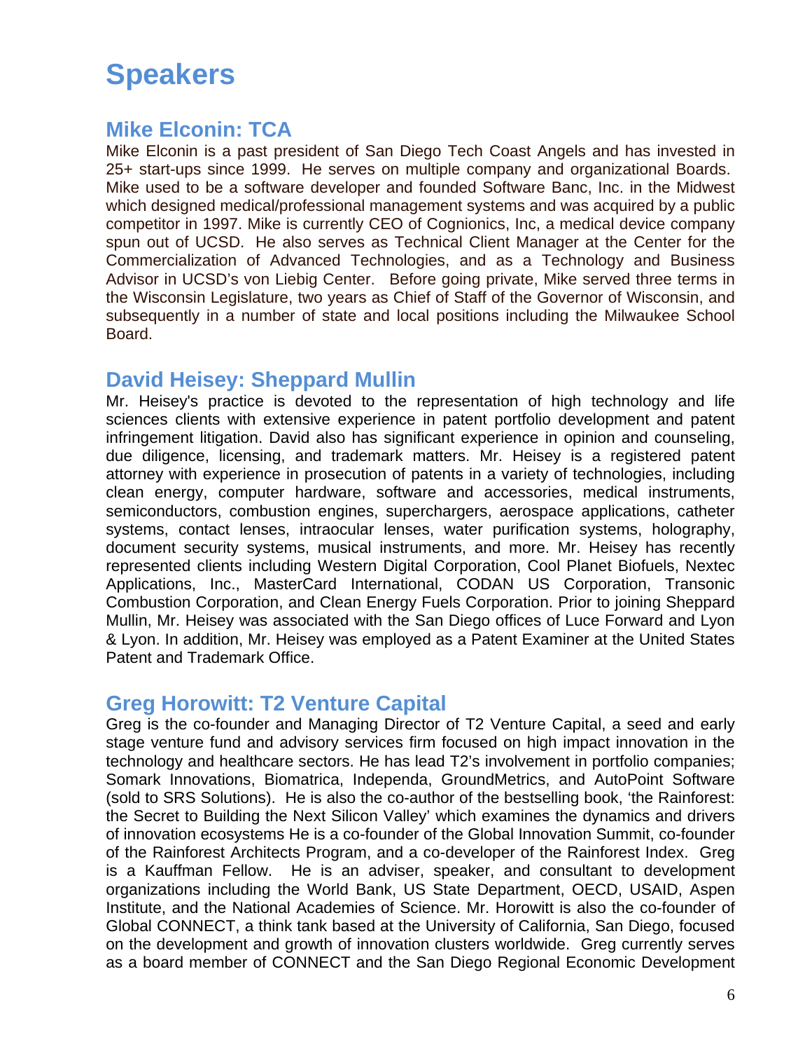# Speakers

## Mike Elconin: TCA

Mike Elconin is a past president of San Diego Tech Coast Angels and has invested in 25+ start-ups since 1999. He serves on multiple company and organizational Boards. Mike used to be a software developer and founded Software Banc, Inc. in the Midwest which designed medical/professional management systems and was acquired by a public competitor in 1997. Mike is currently CEO of Cognionics, Inc, a medical device company spun out of UCSD. He also serves as Technical Client Manager at the Center for the Commercialization of Advanced Technologies, and as a Technology and Business Advisor in UCSD's von Liebig Center. Before going private, Mike served three terms in the Wisconsin Legislature, two years as Chief of Staff of the Governor of Wisconsin, and subsequently in a number of state and local positions including the Milwaukee School Board.

## David Heisey: Sheppard Mullin

Mr. Heisey's practice is devoted to the representation of high technology and life sciences clients with extensive experience in patent portfolio development and patent infringement litigation. David also has significant experience in opinion and counseling, due diligence, licensing, and trademark matters. Mr. Heisey is a registered patent attorney with experience in prosecution of patents in a variety of technologies, including clean energy, computer hardware, software and accessories, medical instruments, semiconductors, combustion engines, superchargers, aerospace applications, catheter systems, contact lenses, intraocular lenses, water purification systems, holography, document security systems, musical instruments, and more. Mr. Heisey has recently represented clients including Western Digital Corporation, Cool Planet Biofuels, Nextec Applications, Inc., MasterCard International, CODAN US Corporation, Transonic Combustion Corporation, and Clean Energy Fuels Corporation. Prior to joining Sheppard Mullin, Mr. Heisey was associated with the San Diego offices of Luce Forward and Lyon & Lyon. In addition, Mr. Heisey was employed as a Patent Examiner at the United States Patent and Trademark Office.

## Greg Horowitt: T2 Venture Capital

Greg is the co-founder and Managing Director of T2 Venture Capital, a seed and early stage venture fund and advisory services firm focused on high impact innovation in the technology and healthcare sectors. He has lead T2's involvement in portfolio companies; Somark Innovations, Biomatrica, Independa, GroundMetrics, and AutoPoint Software (sold to SRS Solutions). He is also the co-author of the bestselling book, 'the Rainforest: the Secret to Building the Next Silicon Valley' which examines the dynamics and drivers of innovation ecosystems He is a co-founder of the Global Innovation Summit, co-founder of the Rainforest Architects Program, and a co-developer of the Rainforest Index. Greg is a Kauffman Fellow. He is an adviser, speaker, and consultant to development organizations including the World Bank, US State Department, OECD, USAID, Aspen Institute, and the National Academies of Science. Mr. Horowitt is also the co-founder of Global CONNECT, a think tank based at the University of California, San Diego, focused on the development and growth of innovation clusters worldwide. Greg currently serves as a board member of CONNECT and the San Diego Regional Economic Development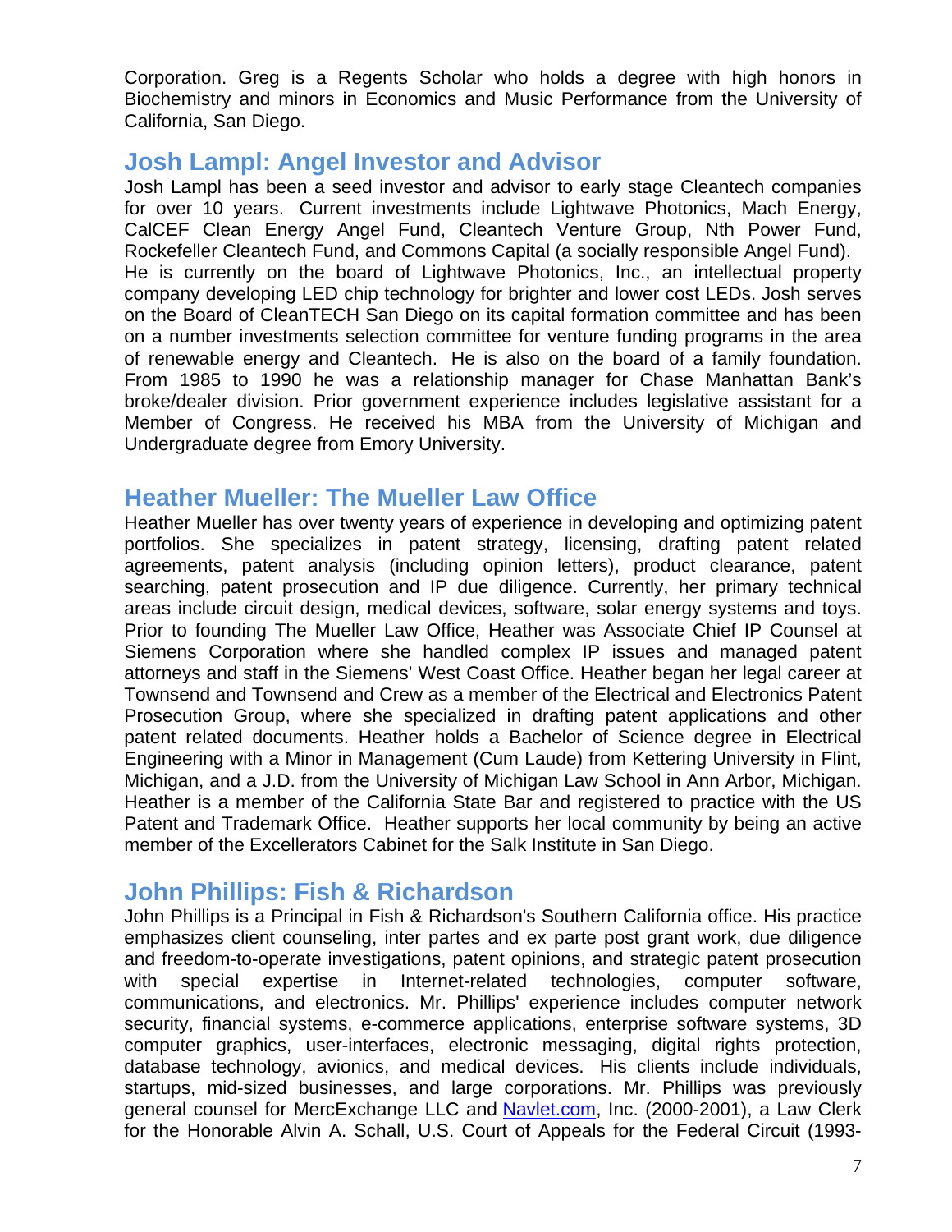Corporation. Greg is a Regents Scholar who holds a degree with high honors in Biochemistry and minors in Economics and Music Performance from the University of California, San Diego.

## Josh Lampl: Angel Investor and Advisor

Josh Lampl has been a seed investor and advisor to early stage Cleantech companies for over 10 years. Current investments include Lightwave Photonics, Mach Energy, CalCEF Clean Energy Angel Fund, Cleantech Venture Group, Nth Power Fund, Rockefeller Cleantech Fund, and Commons Capital (a socially responsible Angel Fund). He is currently on the board of Lightwave Photonics, Inc., an intellectual property company developing LED chip technology for brighter and lower cost LEDs. Josh serves on the Board of CleanTECH San Diego on its capital formation committee and has been on a number investments selection committee for venture funding programs in the area of renewable energy and Cleantech. He is also on the board of a family foundation. From 1985 to 1990 he was a relationship manager for Chase Manhattan Bank's broke/dealer division. Prior government experience includes legislative assistant for a Member of Congress. He received his MBA from the University of Michigan and Undergraduate degree from Emory University.

## Heather Mueller: The Mueller Law Office

Heather Mueller has over twenty years of experience in developing and optimizing patent portfolios. She specializes in patent strategy, licensing, drafting patent related agreements, patent analysis (including opinion letters), product clearance, patent searching, patent prosecution and IP due diligence. Currently, her primary technical areas include circuit design, medical devices, software, solar energy systems and toys. Prior to founding The Mueller Law Office, Heather was Associate Chief IP Counsel at Siemens Corporation where she handled complex IP issues and managed patent attorneys and staff in the Siemens' West Coast Office. Heather began her legal career at Townsend and Townsend and Crew as a member of the Electrical and Electronics Patent Prosecution Group, where she specialized in drafting patent applications and other patent related documents. Heather holds a Bachelor of Science degree in Electrical Engineering with a Minor in Management (Cum Laude) from Kettering University in Flint, Michigan, and a J.D. from the University of Michigan Law School in Ann Arbor, Michigan. Heather is a member of the California State Bar and registered to practice with the US Patent and Trademark Office. Heather supports her local community by being an active member of the Excellerators Cabinet for the Salk Institute in San Diego.

## John Phillips: Fish & Richardson

John Phillips is a Principal in Fish & Richardson's Southern California office. His practice emphasizes client counseling, inter partes and ex parte post grant work, due diligence and freedom-to-operate investigations, patent opinions, and strategic patent prosecution with special expertise in Internet-related technologies, computer software, communications, and electronics. Mr. Phillips' experience includes computer network security, financial systems, e-commerce applications, enterprise software systems, 3D computer graphics, user-interfaces, electronic messaging, digital rights protection, database technology, avionics, and medical devices. His clients include individuals, startups, mid-sized businesses, and large corporations. Mr. Phillips was previously general counsel for MercExchange LLC and Navlet.com, Inc. (2000-2001), a Law Clerk for the Honorable Alvin A. Schall, U.S. Court of Appeals for the Federal Circuit (1993-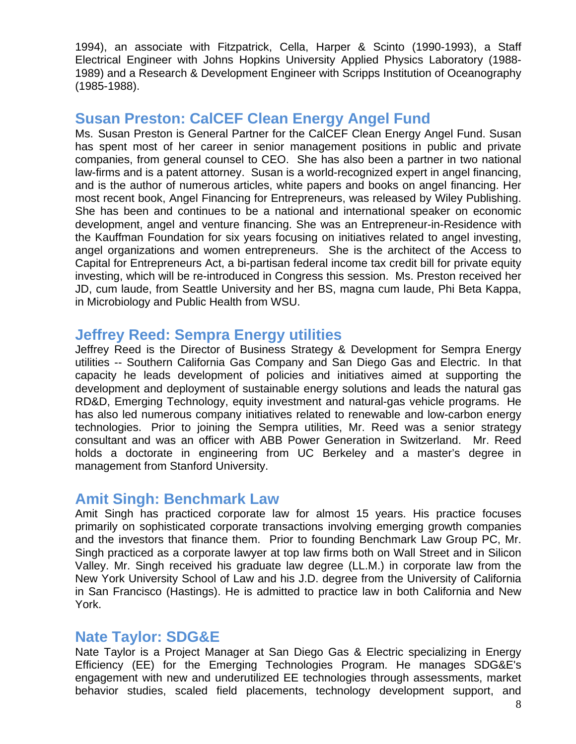1994), an associate with Fitzpatrick, Cella, Harper & Scinto (1990-1993), a Staff Electrical Engineer with Johns Hopkins University Applied Physics Laboratory (1988-1989) and a Research & Development Engineer with Scripps Institution of Oceanography (1985-1988).

## Susan Preston: CalCEF Clean Energy Angel Fund

Ms. Susan Preston is General Partner for the CalCEF Clean Energy Angel Fund. Susan has spent most of her career in senior management positions in public and private companies, from general counsel to CEO. She has also been a partner in two national law-firms and is a patent attorney. Susan is a world-recognized expert in angel financing, and is the author of numerous articles, white papers and books on angel financing. Her most recent book, Angel Financing for Entrepreneurs, was released by Wiley Publishing. She has been and continues to be a national and international speaker on economic development, angel and venture financing. She was an Entrepreneur-in-Residence with the Kauffman Foundation for six years focusing on initiatives related to angel investing, angel organizations and women entrepreneurs. She is the architect of the Access to Capital for Entrepreneurs Act, a bi-partisan federal income tax credit bill for private equity investing, which will be re-introduced in Congress this session. Ms. Preston received her JD, cum laude, from Seattle University and her BS, magna cum laude, Phi Beta Kappa, in Microbiology and Public Health from WSU.

## Jeffrey Reed: Sempra Energy utilities

Jeffrey Reed is the Director of Business Strategy & Development for Sempra Energy utilities -- Southern California Gas Company and San Diego Gas and Electric. In that capacity he leads development of policies and initiatives aimed at supporting the development and deployment of sustainable energy solutions and leads the natural gas RD&D, Emerging Technology, equity investment and natural-gas vehicle programs. He has also led numerous company initiatives related to renewable and low-carbon energy technologies. Prior to joining the Sempra utilities, Mr. Reed was a senior strategy consultant and was an officer with ABB Power Generation in Switzerland. Mr. Reed holds a doctorate in engineering from UC Berkeley and a master's degree in management from Stanford University.

## Amit Singh: Benchmark Law

Amit Singh has practiced corporate law for almost 15 years. His practice focuses primarily on sophisticated corporate transactions involving emerging growth companies and the investors that finance them. Prior to founding Benchmark Law Group PC, Mr. Singh practiced as a corporate lawyer at top law firms both on Wall Street and in Silicon Valley. Mr. Singh received his graduate law degree (LL.M.) in corporate law from the New York University School of Law and his J.D. degree from the University of California in San Francisco (Hastings). He is admitted to practice law in both California and New York.

## Nate Taylor: SDG&E

Nate Taylor is a Project Manager at San Diego Gas & Electric specializing in Energy Efficiency (EE) for the Emerging Technologies Program. He manages SDG&E's engagement with new and underutilized EE technologies through assessments, market behavior studies, scaled field placements, technology development support, and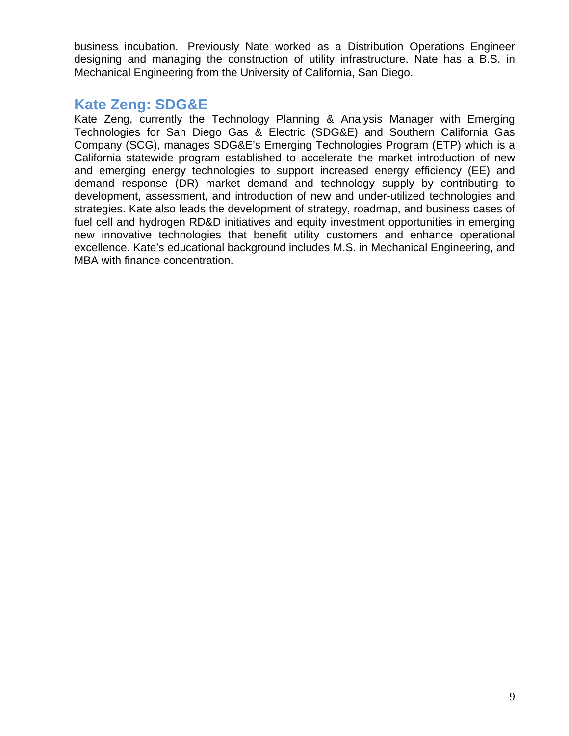business incubation. Previously Nate worked as a Distribution Operations Engineer designing and managing the construction of utility infrastructure. Nate has a B.S. in Mechanical Engineering from the University of California, San Diego.

## Kate Zeng: SDG&E

Kate Zeng, currently the Technology Planning & Analysis Manager with Emerging Technologies for San Diego Gas & Electric (SDG&E) and Southern California Gas Company (SCG), manages SDG&E's Emerging Technologies Program (ETP) which is a California statewide program established to accelerate the market introduction of new and emerging energy technologies to support increased energy efficiency (EE) and demand response (DR) market demand and technology supply by contributing to development, assessment, and introduction of new and under-utilized technologies and strategies. Kate also leads the development of strategy, roadmap, and business cases of fuel cell and hydrogen RD&D initiatives and equity investment opportunities in emerging new innovative technologies that benefit utility customers and enhance operational excellence. Kate's educational background includes M.S. in Mechanical Engineering, and MBA with finance concentration.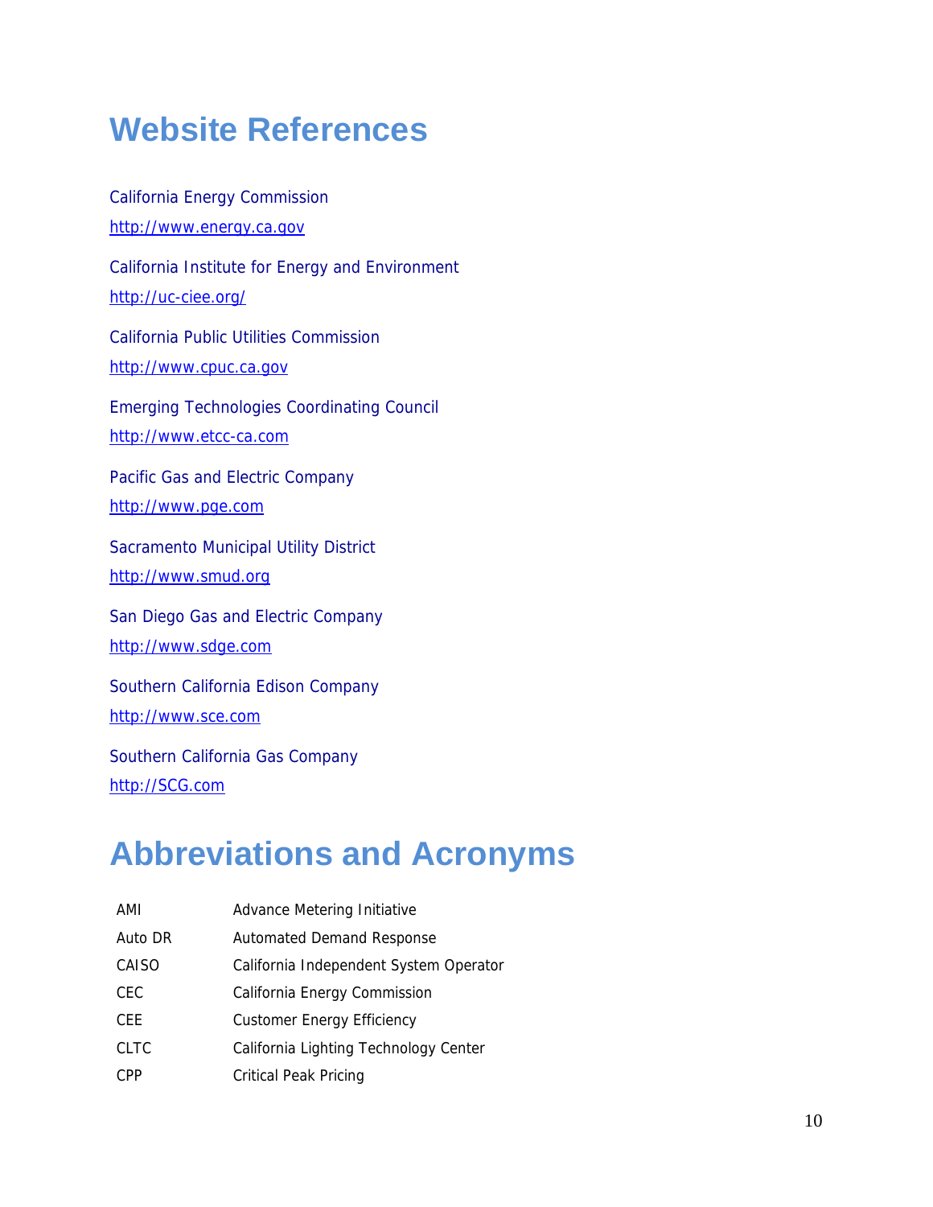# Website References

California Energy Commission
http://www.energy.ca.gov

California Institute for Energy and Environment
http://uc-ciee.org/

California Public Utilities Commission
http://www.cpuc.ca.gov

Emerging Technologies Coordinating Council
http://www.etcc-ca.com

Pacific Gas and Electric Company
http://www.pge.com

Sacramento Municipal Utility District
http://www.smud.org

San Diego Gas and Electric Company
http://www.sdge.com

Southern California Edison Company
http://www.sce.com

Southern California Gas Company
http://SCG.com

# Abbreviations and Acronyms

| | |
|---|---|
| AMI | Advance Metering Initiative |
| Auto DR | Automated Demand Response |
| CAISO | California Independent System Operator |
| CEC | California Energy Commission |
| CEE | Customer Energy Efficiency |
| CLTC | California Lighting Technology Center |
| CPP | Critical Peak Pricing |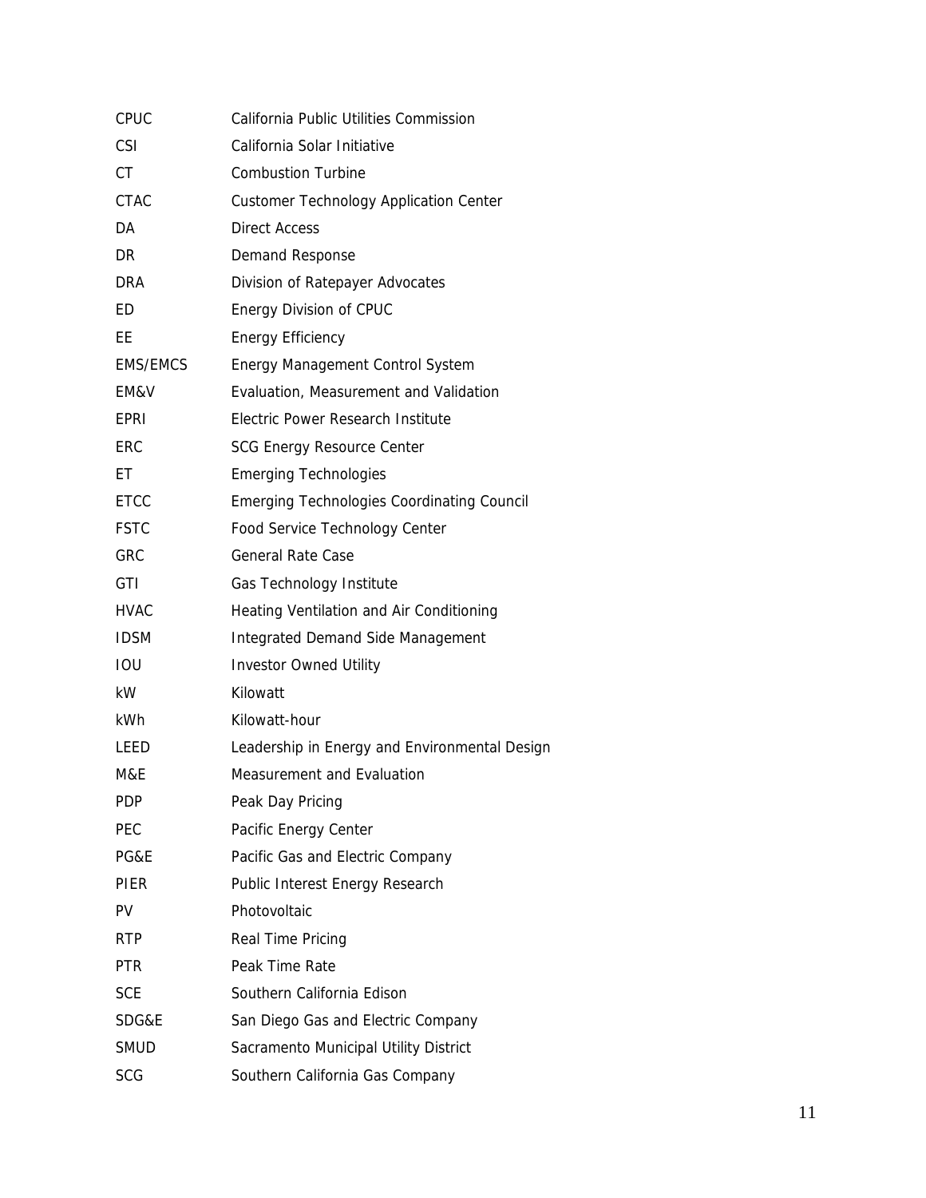| | |
|---|---|
| CPUC | California Public Utilities Commission |
| CSI | California Solar Initiative |
| CT | Combustion Turbine |
| CTAC | Customer Technology Application Center |
| DA | Direct Access |
| DR | Demand Response |
| DRA | Division of Ratepayer Advocates |
| ED | Energy Division of CPUC |
| EE | Energy Efficiency |
| EMS/EMCS | Energy Management Control System |
| EM&V | Evaluation, Measurement and Validation |
| EPRI | Electric Power Research Institute |
| ERC | SCG Energy Resource Center |
| ET | Emerging Technologies |
| ETCC | Emerging Technologies Coordinating Council |
| FSTC | Food Service Technology Center |
| GRC | General Rate Case |
| GTI | Gas Technology Institute |
| HVAC | Heating Ventilation and Air Conditioning |
| IDSM | Integrated Demand Side Management |
| IOU | Investor Owned Utility |
| kW | Kilowatt |
| kWh | Kilowatt-hour |
| LEED | Leadership in Energy and Environmental Design |
| M&E | Measurement and Evaluation |
| PDP | Peak Day Pricing |
| PEC | Pacific Energy Center |
| PG&E | Pacific Gas and Electric Company |
| PIER | Public Interest Energy Research |
| PV | Photovoltaic |
| RTP | Real Time Pricing |
| PTR | Peak Time Rate |
| SCE | Southern California Edison |
| SDG&E | San Diego Gas and Electric Company |
| SMUD | Sacramento Municipal Utility District |
| SCG | Southern California Gas Company |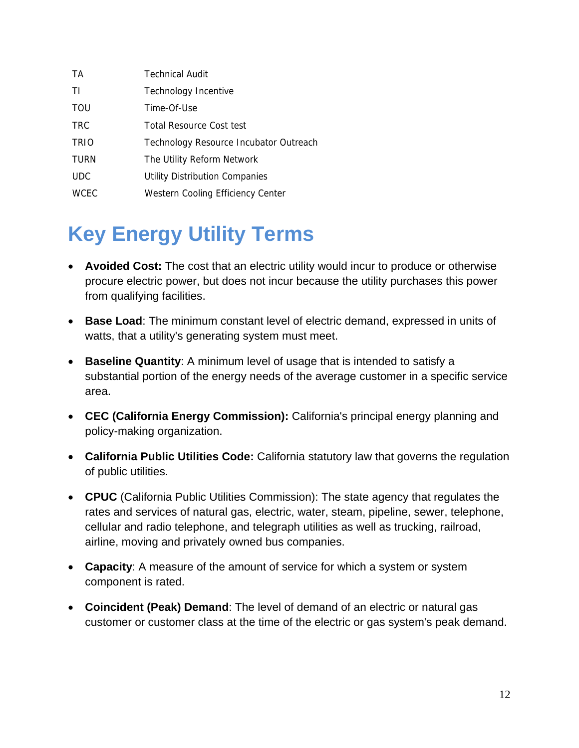| | |
|---|---|
| TA | Technical Audit |
| TI | Technology Incentive |
| TOU | Time-Of-Use |
| TRC | Total Resource Cost test |
| TRIO | Technology Resource Incubator Outreach |
| TURN | The Utility Reform Network |
| UDC | Utility Distribution Companies |
| WCEC | Western Cooling Efficiency Center |

# Key Energy Utility Terms

- **Avoided Cost:** The cost that an electric utility would incur to produce or otherwise procure electric power, but does not incur because the utility purchases this power from qualifying facilities.
- **Base Load**: The minimum constant level of electric demand, expressed in units of watts, that a utility's generating system must meet.
- **Baseline Quantity**: A minimum level of usage that is intended to satisfy a substantial portion of the energy needs of the average customer in a specific service area.
- **CEC (California Energy Commission):** California's principal energy planning and policy-making organization.
- **California Public Utilities Code:** California statutory law that governs the regulation of public utilities.
- **CPUC** (California Public Utilities Commission): The state agency that regulates the rates and services of natural gas, electric, water, steam, pipeline, sewer, telephone, cellular and radio telephone, and telegraph utilities as well as trucking, railroad, airline, moving and privately owned bus companies.
- **Capacity**: A measure of the amount of service for which a system or system component is rated.
- **Coincident (Peak) Demand**: The level of demand of an electric or natural gas customer or customer class at the time of the electric or gas system's peak demand.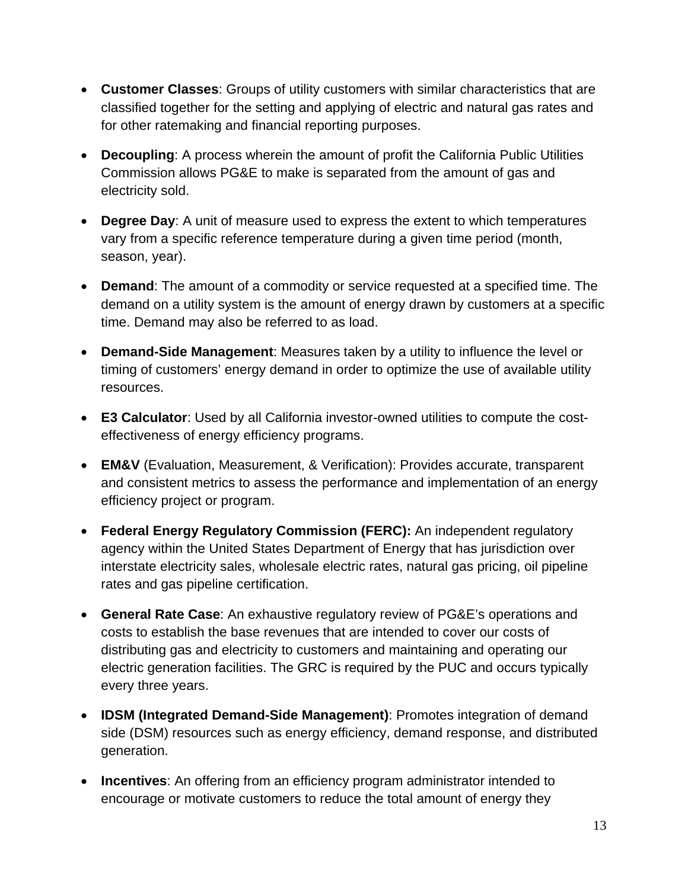- **Customer Classes**: Groups of utility customers with similar characteristics that are classified together for the setting and applying of electric and natural gas rates and for other ratemaking and financial reporting purposes.
- **Decoupling**: A process wherein the amount of profit the California Public Utilities Commission allows PG&E to make is separated from the amount of gas and electricity sold.
- **Degree Day**: A unit of measure used to express the extent to which temperatures vary from a specific reference temperature during a given time period (month, season, year).
- **Demand**: The amount of a commodity or service requested at a specified time. The demand on a utility system is the amount of energy drawn by customers at a specific time. Demand may also be referred to as load.
- **Demand-Side Management**: Measures taken by a utility to influence the level or timing of customers' energy demand in order to optimize the use of available utility resources.
- **E3 Calculator**: Used by all California investor-owned utilities to compute the cost-effectiveness of energy efficiency programs.
- **EM&V** (Evaluation, Measurement, & Verification): Provides accurate, transparent and consistent metrics to assess the performance and implementation of an energy efficiency project or program.
- **Federal Energy Regulatory Commission (FERC):** An independent regulatory agency within the United States Department of Energy that has jurisdiction over interstate electricity sales, wholesale electric rates, natural gas pricing, oil pipeline rates and gas pipeline certification.
- **General Rate Case**: An exhaustive regulatory review of PG&E's operations and costs to establish the base revenues that are intended to cover our costs of distributing gas and electricity to customers and maintaining and operating our electric generation facilities. The GRC is required by the PUC and occurs typically every three years.
- **IDSM (Integrated Demand-Side Management)**: Promotes integration of demand side (DSM) resources such as energy efficiency, demand response, and distributed generation.
- **Incentives**: An offering from an efficiency program administrator intended to encourage or motivate customers to reduce the total amount of energy they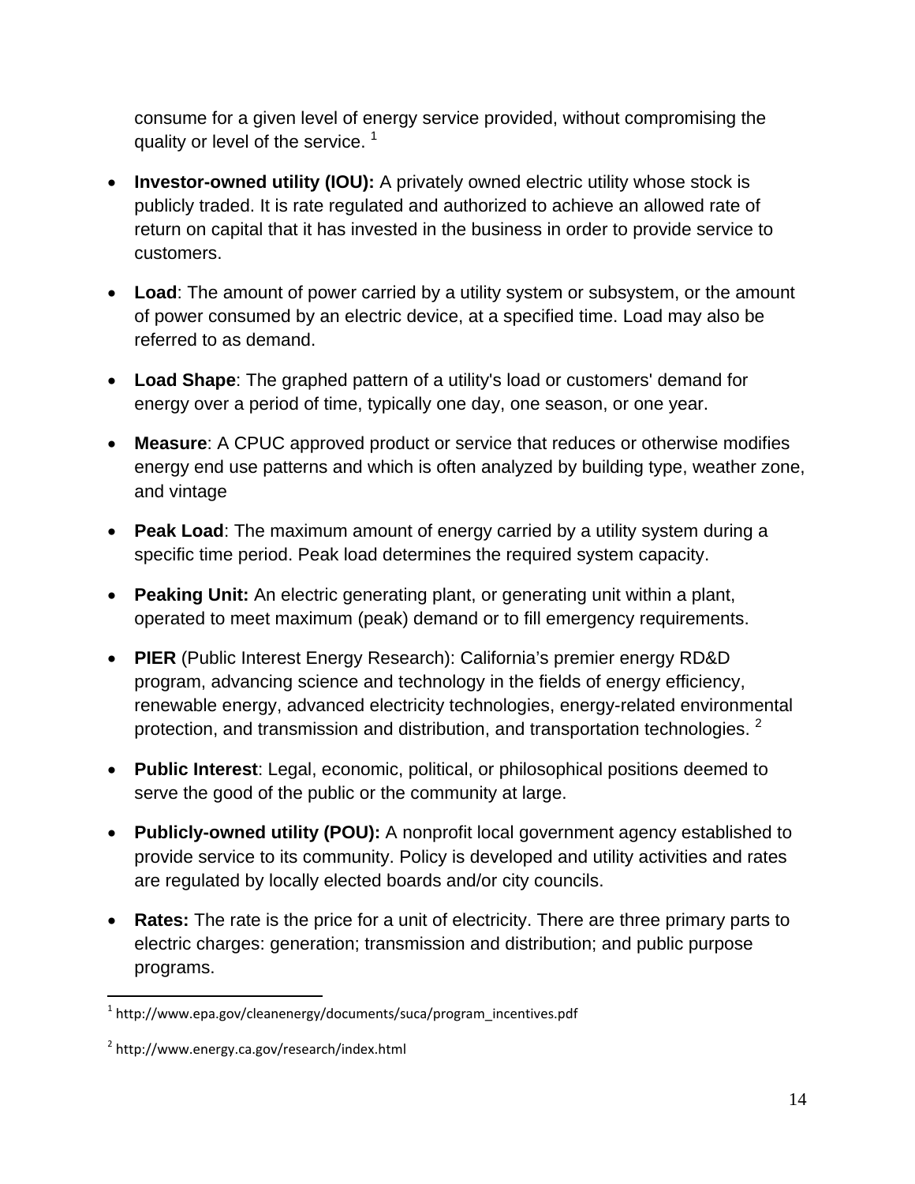consume for a given level of energy service provided, without compromising the quality or level of the service. [1]

- **Investor-owned utility (IOU):** A privately owned electric utility whose stock is publicly traded. It is rate regulated and authorized to achieve an allowed rate of return on capital that it has invested in the business in order to provide service to customers.
- **Load**: The amount of power carried by a utility system or subsystem, or the amount of power consumed by an electric device, at a specified time. Load may also be referred to as demand.
- **Load Shape**: The graphed pattern of a utility's load or customers' demand for energy over a period of time, typically one day, one season, or one year.
- **Measure**: A CPUC approved product or service that reduces or otherwise modifies energy end use patterns and which is often analyzed by building type, weather zone, and vintage
- **Peak Load**: The maximum amount of energy carried by a utility system during a specific time period. Peak load determines the required system capacity.
- **Peaking Unit:** An electric generating plant, or generating unit within a plant, operated to meet maximum (peak) demand or to fill emergency requirements.
- **PIER** (Public Interest Energy Research): California's premier energy RD&D program, advancing science and technology in the fields of energy efficiency, renewable energy, advanced electricity technologies, energy-related environmental protection, and transmission and distribution, and transportation technologies. [2]
- **Public Interest**: Legal, economic, political, or philosophical positions deemed to serve the good of the public or the community at large.
- **Publicly-owned utility (POU):** A nonprofit local government agency established to provide service to its community. Policy is developed and utility activities and rates are regulated by locally elected boards and/or city councils.
- **Rates:** The rate is the price for a unit of electricity. There are three primary parts to electric charges: generation; transmission and distribution; and public purpose programs.

---

[1] http://www.epa.gov/cleanenergy/documents/suca/program_incentives.pdf

[2] http://www.energy.ca.gov/research/index.html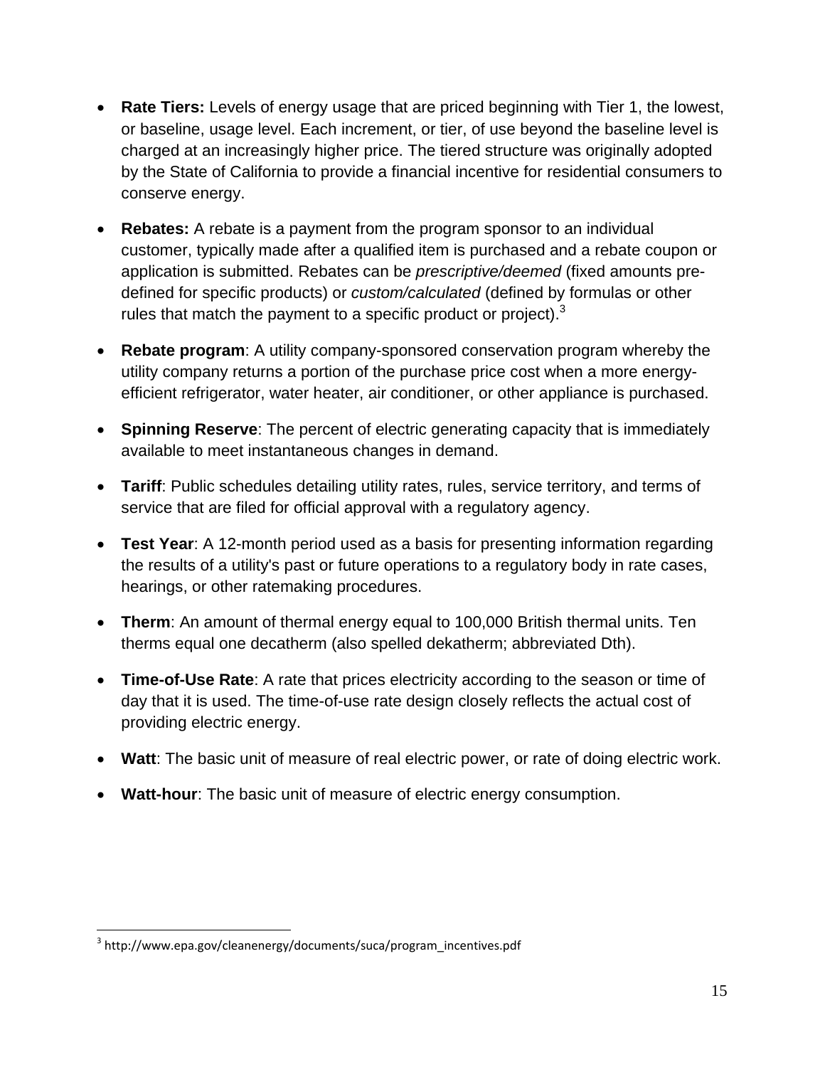- **Rate Tiers:** Levels of energy usage that are priced beginning with Tier 1, the lowest, or baseline, usage level. Each increment, or tier, of use beyond the baseline level is charged at an increasingly higher price. The tiered structure was originally adopted by the State of California to provide a financial incentive for residential consumers to conserve energy.

- **Rebates:** A rebate is a payment from the program sponsor to an individual customer, typically made after a qualified item is purchased and a rebate coupon or application is submitted. Rebates can be *prescriptive/deemed* (fixed amounts pre-defined for specific products) or *custom/calculated* (defined by formulas or other rules that match the payment to a specific product or project).[3]

- **Rebate program**: A utility company-sponsored conservation program whereby the utility company returns a portion of the purchase price cost when a more energy-efficient refrigerator, water heater, air conditioner, or other appliance is purchased.

- **Spinning Reserve**: The percent of electric generating capacity that is immediately available to meet instantaneous changes in demand.

- **Tariff**: Public schedules detailing utility rates, rules, service territory, and terms of service that are filed for official approval with a regulatory agency.

- **Test Year**: A 12-month period used as a basis for presenting information regarding the results of a utility's past or future operations to a regulatory body in rate cases, hearings, or other ratemaking procedures.

- **Therm**: An amount of thermal energy equal to 100,000 British thermal units. Ten therms equal one decatherm (also spelled dekatherm; abbreviated Dth).

- **Time-of-Use Rate**: A rate that prices electricity according to the season or time of day that it is used. The time-of-use rate design closely reflects the actual cost of providing electric energy.

- **Watt**: The basic unit of measure of real electric power, or rate of doing electric work.

- **Watt-hour**: The basic unit of measure of electric energy consumption.

---

[3] http://www.epa.gov/cleanenergy/documents/suca/program_incentives.pdf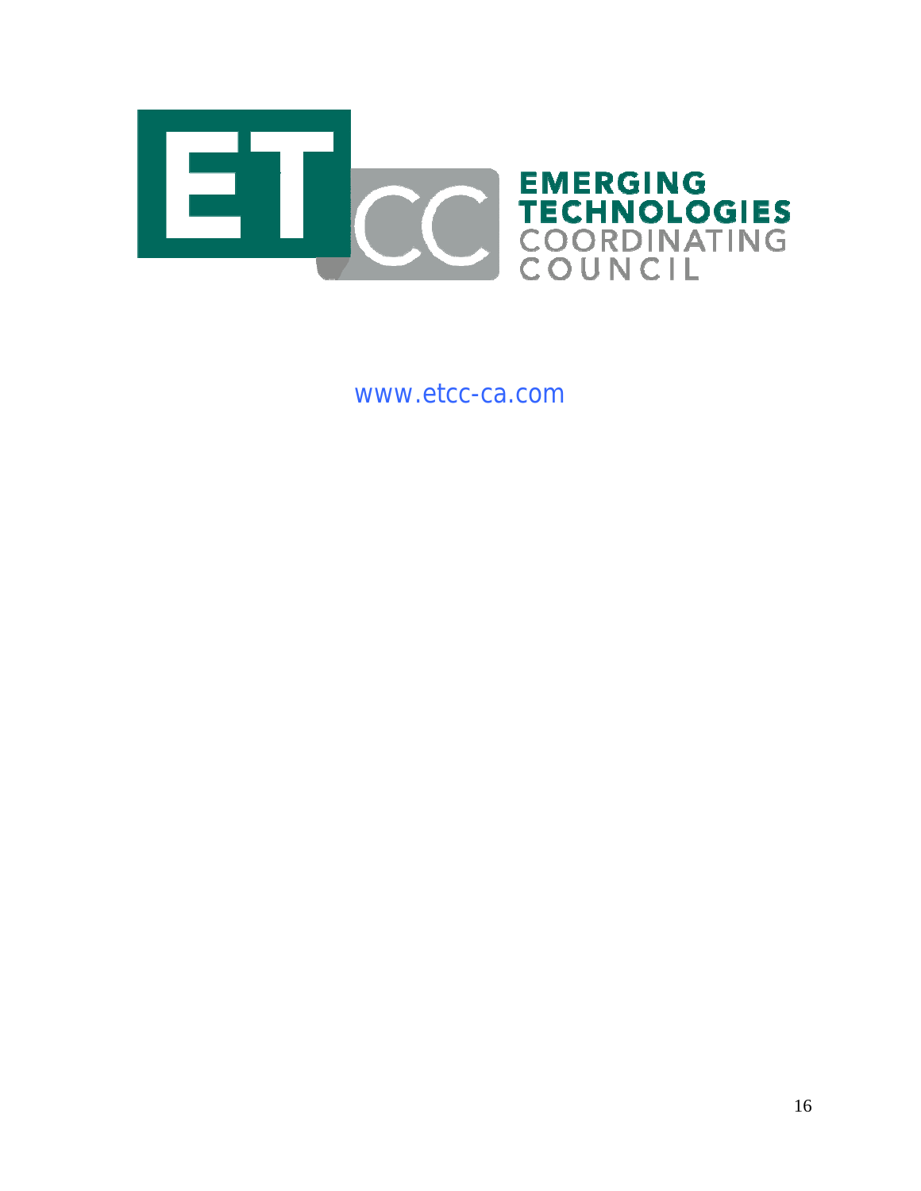EMERGING TECHNOLOGIES COORDINATING COUNCIL

www.etcc-ca.com